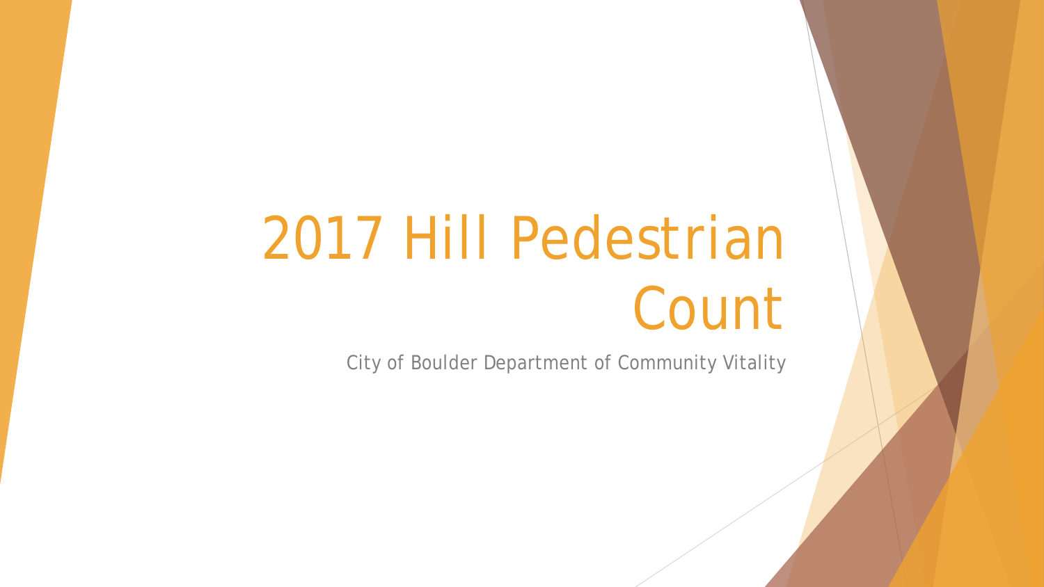# 2017 Hill Pedestrian Count

City of Boulder Department of Community Vitality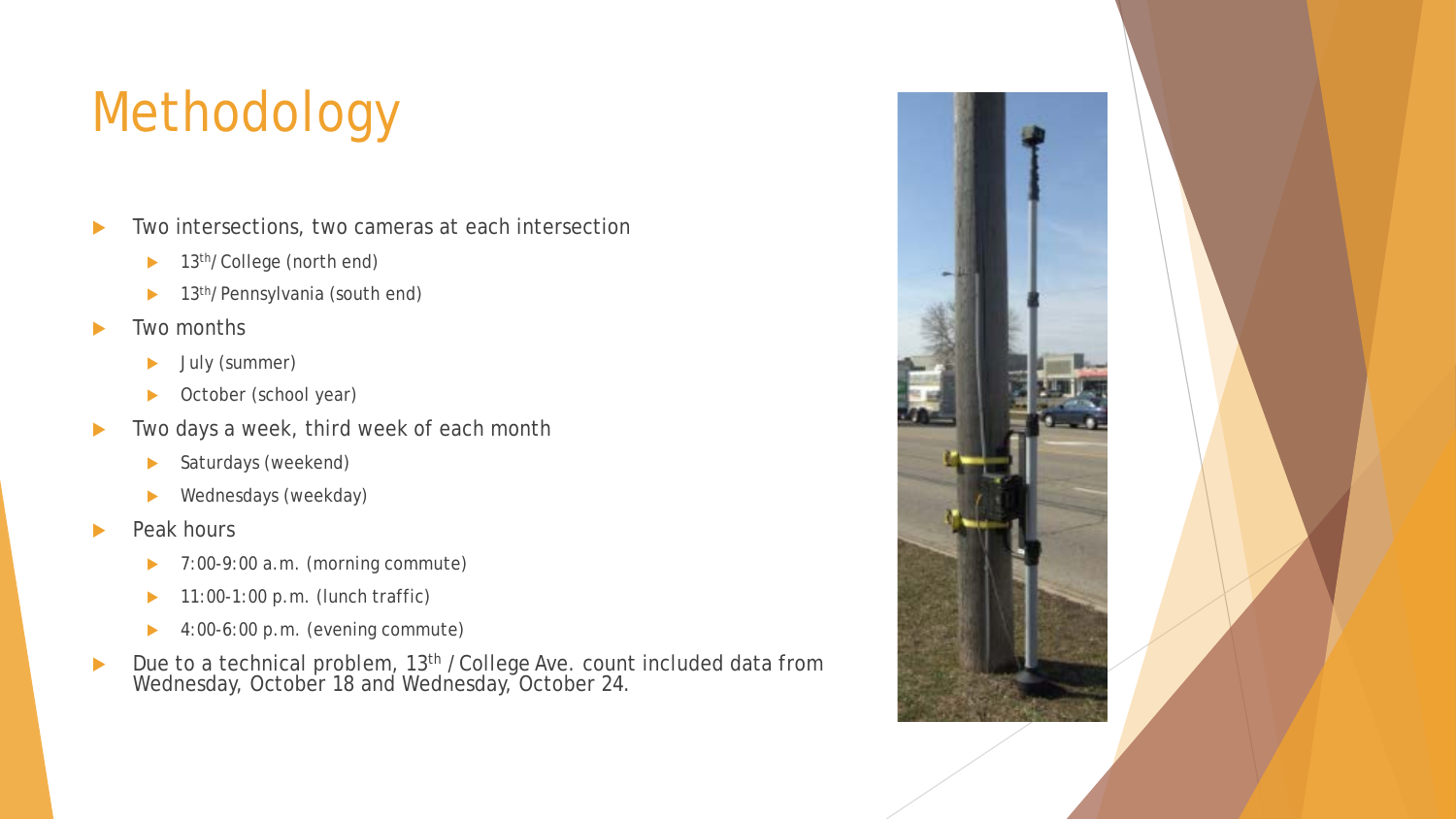# Methodology

- Two intersections, two cameras at each intersection
  - 13th/ College (north end)
  - 13th/ Pennsylvania (south end)
- Two months
  - July (summer)
  - October (school year)
- Two days a week, third week of each month
  - Saturdays (weekend)
  - Wednesdays (weekday)
- Peak hours
  - 7:00-9:00 a.m. (morning commute)
  - 11:00-1:00 p.m. (lunch traffic)
  - 4:00-6:00 p.m. (evening commute)
- Due to a technical problem, 13th / College Ave. count included data from Wednesday, October 18 and Wednesday, October 24.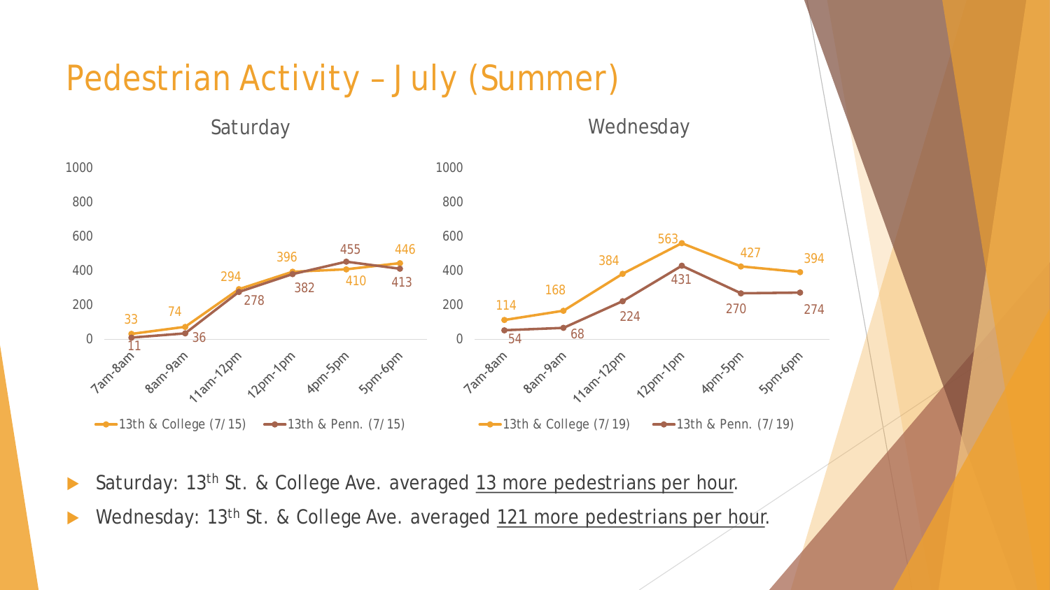# Pedestrian Activity – July (Summer)

## Saturday

| Time | 13th & College (7/15) | 13th & Penn. (7/15) |
|---|---|---|
| 7am-8am | 33 | 11 |
| 8am-9am | 74 | 36 |
| 11am-12pm | 294 | 278 |
| 12pm-1pm | 396 | 382 |
| 4pm-5pm | 410 | 455 |
| 5pm-6pm | 446 | 413 |

## Wednesday

| Time | 13th & College (7/19) | 13th & Penn. (7/19) |
|---|---|---|
| 7am-8am | 114 | 54 |
| 8am-9am | 168 | 68 |
| 11am-12pm | 384 | 224 |
| 12pm-1pm | 563 | 431 |
| 4pm-5pm | 427 | 270 |
| 5pm-6pm | 394 | 274 |

- Saturday: 13th St. & College Ave. averaged 13 more pedestrians per hour.
- Wednesday: 13th St. & College Ave. averaged 121 more pedestrians per hour.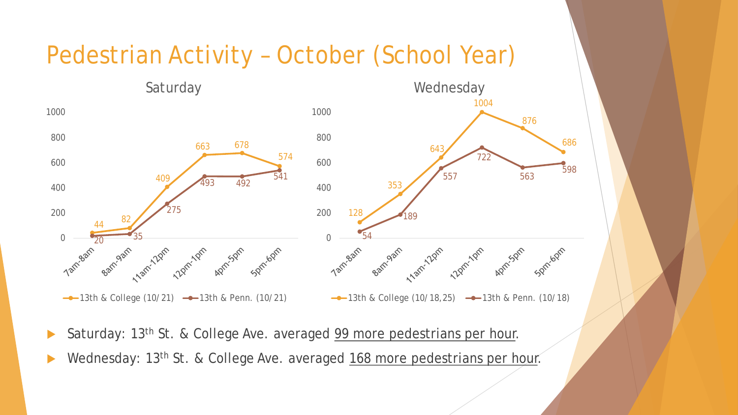# Pedestrian Activity – October (School Year)

**Saturday**

| | 7am-8am | 8am-9am | 11am-12pm | 12pm-1pm | 4pm-5pm | 5pm-6pm |
|---|---|---|---|---|---|---|
| 13th & College (10/21) | 44 | 82 | 409 | 663 | 678 | 574 |
| 13th & Penn. (10/21) | 20 | 35 | 275 | 493 | 492 | 541 |

**Wednesday**

| | 7am-8am | 8am-9am | 11am-12pm | 12pm-1pm | 4pm-5pm | 5pm-6pm |
|---|---|---|---|---|---|---|
| 13th & College (10/18,25) | 128 | 353 | 643 | 1004 | 876 | 686 |
| 13th & Penn. (10/18) | 54 | 189 | 557 | 722 | 563 | 598 |

- Saturday: 13th St. & College Ave. averaged 99 more pedestrians per hour.
- Wednesday: 13th St. & College Ave. averaged 168 more pedestrians per hour.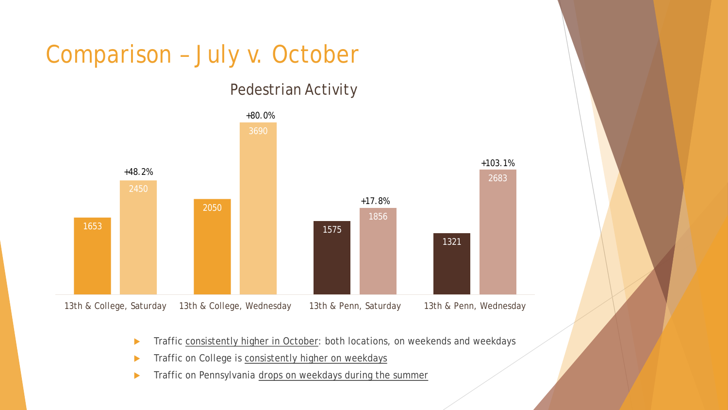# Comparison – July v. October

## Pedestrian Activity

| | July | October | Change |
|---|---|---|---|
| 13th & College, Saturday | 1653 | 2450 | +48.2% |
| 13th & College, Wednesday | 2050 | 3690 | +80.0% |
| 13th & Penn, Saturday | 1575 | 1856 | +17.8% |
| 13th & Penn, Wednesday | 1321 | 2683 | +103.1% |

- Traffic consistently higher in October: both locations, on weekends and weekdays
- Traffic on College is consistently higher on weekdays
- Traffic on Pennsylvania drops on weekdays during the summer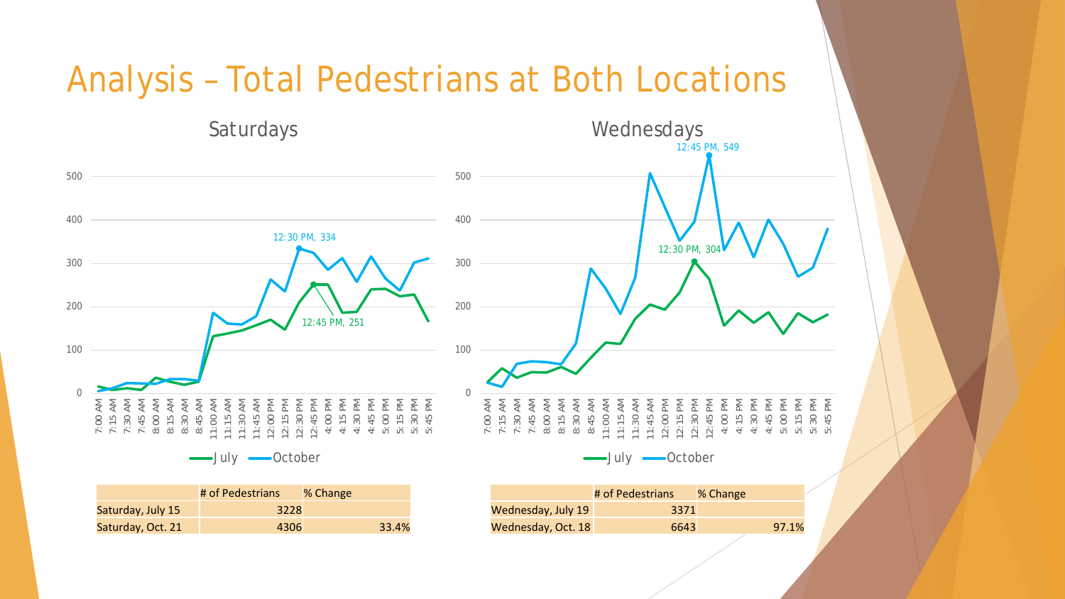# Analysis – Total Pedestrians at Both Locations

## Saturdays

| | # of Pedestrians | % Change |
|---|---|---|
| Saturday, July 15 | 3228 | |
| Saturday, Oct. 21 | 4306 | 33.4% |

## Wednesdays

| | # of Pedestrians | % Change |
|---|---|---|
| Wednesday, July 19 | 3371 | |
| Wednesday, Oct. 18 | 6643 | 97.1% |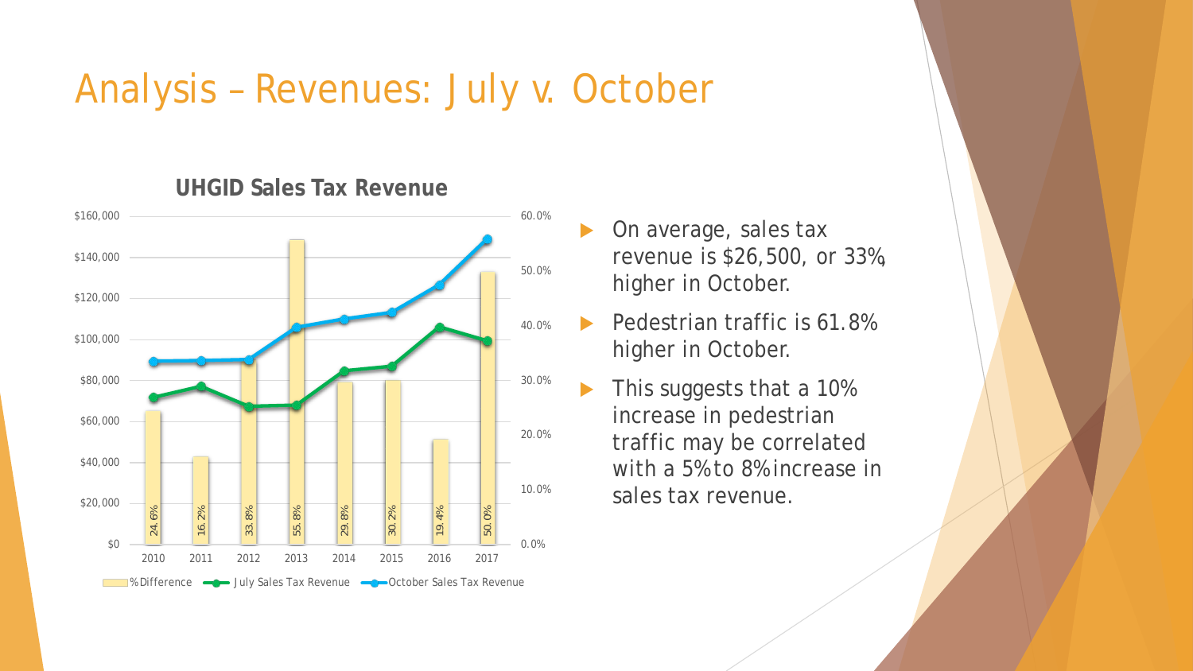# Analysis – Revenues: July v. October

**UHGID Sales Tax Revenue**

| Year | % Difference |
|---|---|
| 2010 | 24.6% |
| 2011 | 16.2% |
| 2012 | 33.8% |
| 2013 | 55.8% |
| 2014 | 29.8% |
| 2015 | 30.2% |
| 2016 | 19.4% |
| 2017 | 50.0% |

%Difference — July Sales Tax Revenue — October Sales Tax Revenue

- On average, sales tax revenue is $26,500, or 33%, higher in October.
- Pedestrian traffic is 61.8% higher in October.
- This suggests that a 10% increase in pedestrian traffic may be correlated with a 5% to 8% increase in sales tax revenue.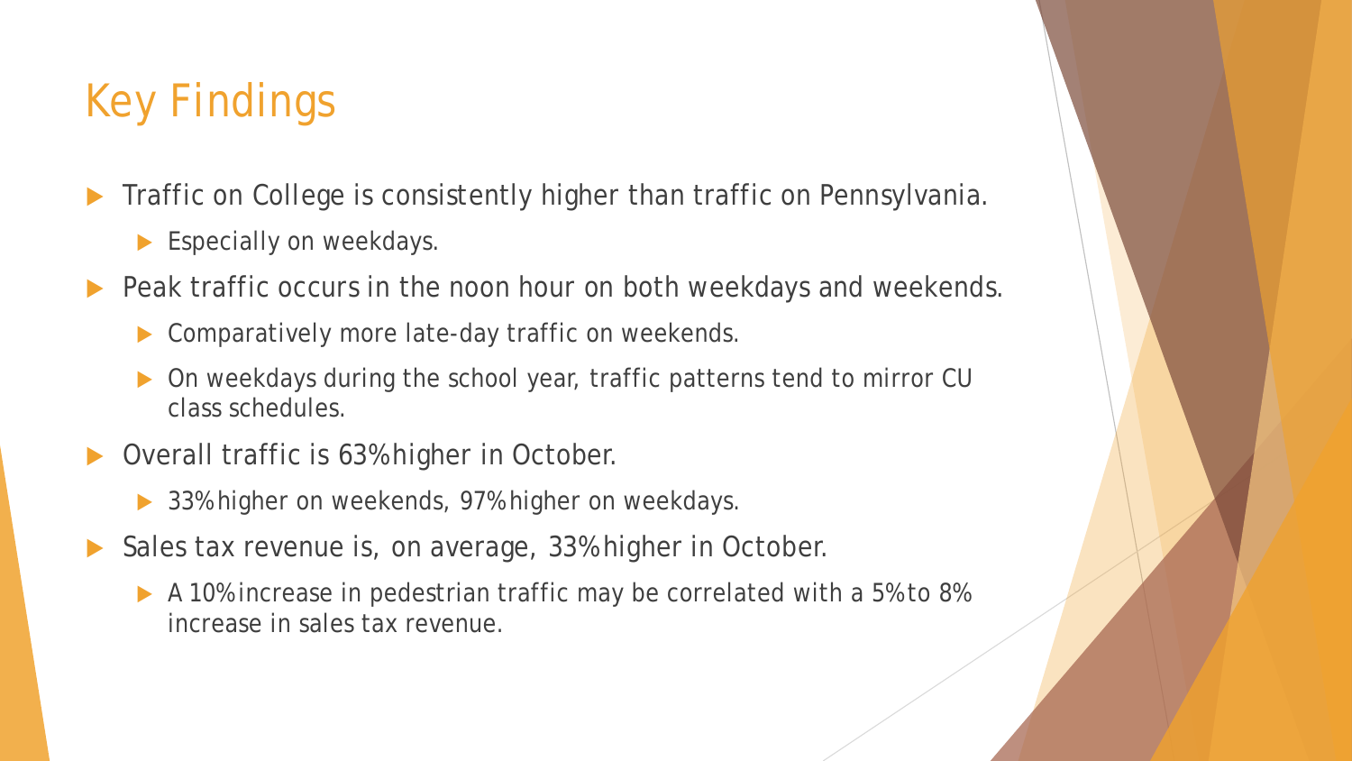# Key Findings

- Traffic on College is consistently higher than traffic on Pennsylvania.
  - Especially on weekdays.
- Peak traffic occurs in the noon hour on both weekdays and weekends.
  - Comparatively more late-day traffic on weekends.
  - On weekdays during the school year, traffic patterns tend to mirror CU class schedules.
- Overall traffic is 63% higher in October.
  - 33% higher on weekends, 97% higher on weekdays.
- Sales tax revenue is, on average, 33% higher in October.
  - A 10% increase in pedestrian traffic may be correlated with a 5% to 8% increase in sales tax revenue.